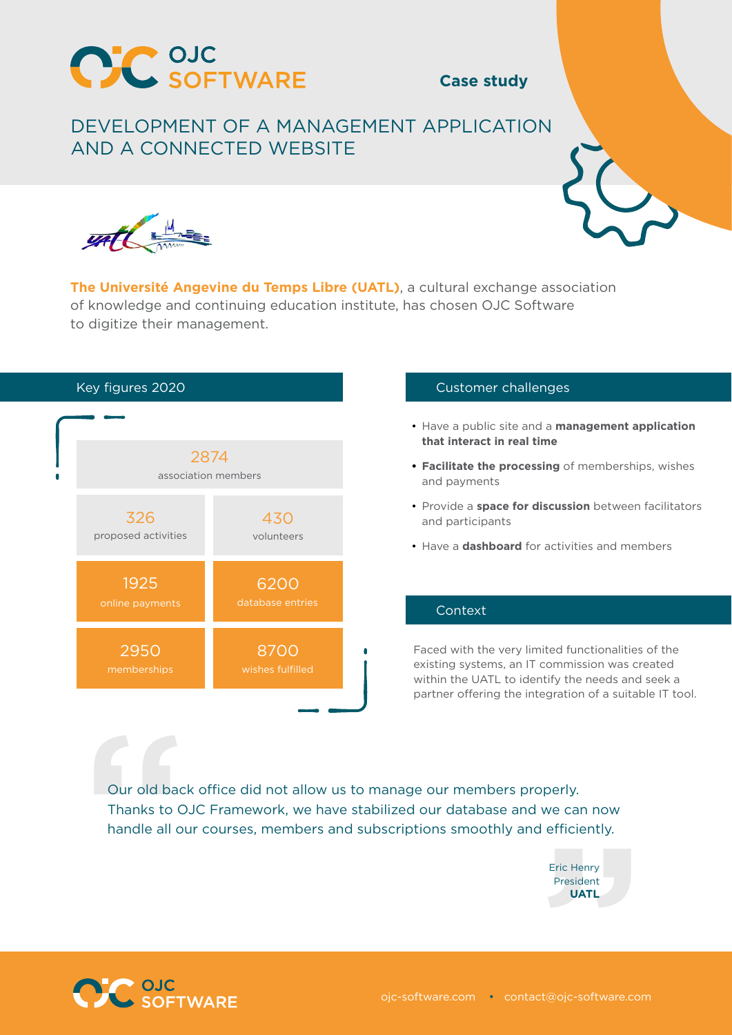# OJC SOFTWARE

**Case study**

## DEVELOPMENT OF A MANAGEMENT APPLICATION AND A CONNECTED WEBSITE

**The Université Angevine du Temps Libre (UATL)**, a cultural exchange association of knowledge and continuing education institute, has chosen OJC Software to digitize their management.

### Key figures 2020

| | |
|---|---|
| 2874 association members | |
| 326 proposed activities | 430 volunteers |
| 1925 online payments | 6200 database entries |
| 2950 memberships | 8700 wishes fulfilled |

### Customer challenges

- Have a public site and a **management application that interact in real time**
- **Facilitate the processing** of memberships, wishes and payments
- Provide a **space for discussion** between facilitators and participants
- Have a **dashboard** for activities and members

### Context

Faced with the very limited functionalities of the existing systems, an IT commission was created within the UATL to identify the needs and seek a partner offering the integration of a suitable IT tool.

> Our old back office did not allow us to manage our members properly. Thanks to OJC Framework, we have stabilized our database and we can now handle all our courses, members and subscriptions smoothly and efficiently.
>
> Eric Henry
> President
> **UATL**

OJC SOFTWARE

ojc-software.com • contact@ojc-software.com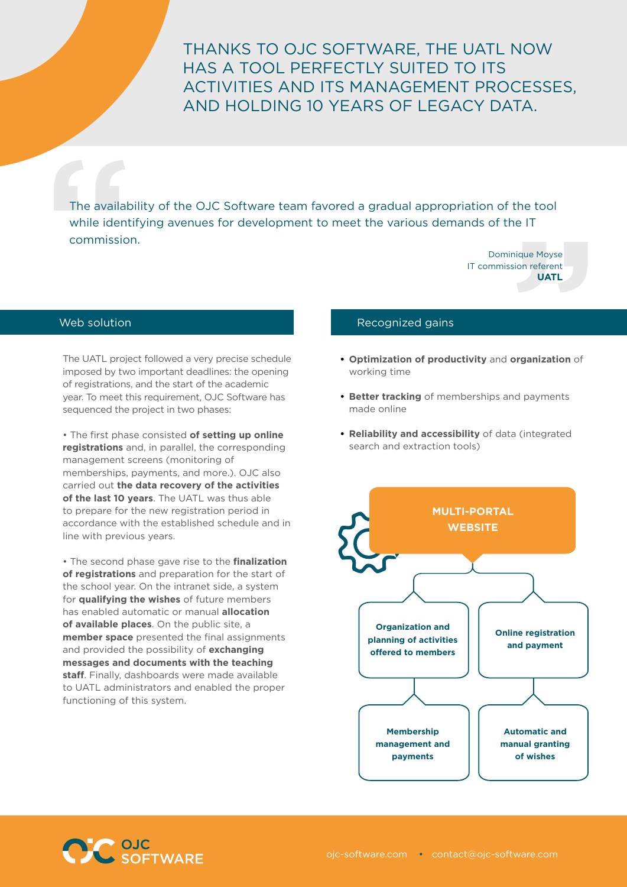# THANKS TO OJC SOFTWARE, THE UATL NOW HAS A TOOL PERFECTLY SUITED TO ITS ACTIVITIES AND ITS MANAGEMENT PROCESSES, AND HOLDING 10 YEARS OF LEGACY DATA.

> The availability of the OJC Software team favored a gradual appropriation of the tool while identifying avenues for development to meet the various demands of the IT commission.
>
> Dominique Moyse
> IT commission referent
> **UATL**

## Web solution

The UATL project followed a very precise schedule imposed by two important deadlines: the opening of registrations, and the start of the academic year. To meet this requirement, OJC Software has sequenced the project in two phases:

- The first phase consisted **of setting up online registrations** and, in parallel, the corresponding management screens (monitoring of memberships, payments, and more.). OJC also carried out **the data recovery of the activities of the last 10 years**. The UATL was thus able to prepare for the new registration period in accordance with the established schedule and in line with previous years.

- The second phase gave rise to the **finalization of registrations** and preparation for the start of the school year. On the intranet side, a system for **qualifying the wishes** of future members has enabled automatic or manual **allocation of available places**. On the public site, a **member space** presented the final assignments and provided the possibility of **exchanging messages and documents with the teaching staff**. Finally, dashboards were made available to UATL administrators and enabled the proper functioning of this system.

## Recognized gains

- **Optimization of productivity** and **organization** of working time
- **Better tracking** of memberships and payments made online
- **Reliability and accessibility** of data (integrated search and extraction tools)

MULTI-PORTAL WEBSITE

Organization and planning of activities offered to members

Online registration and payment

Membership management and payments

Automatic and manual granting of wishes

OJC SOFTWARE

ojc-software.com • contact@ojc-software.com